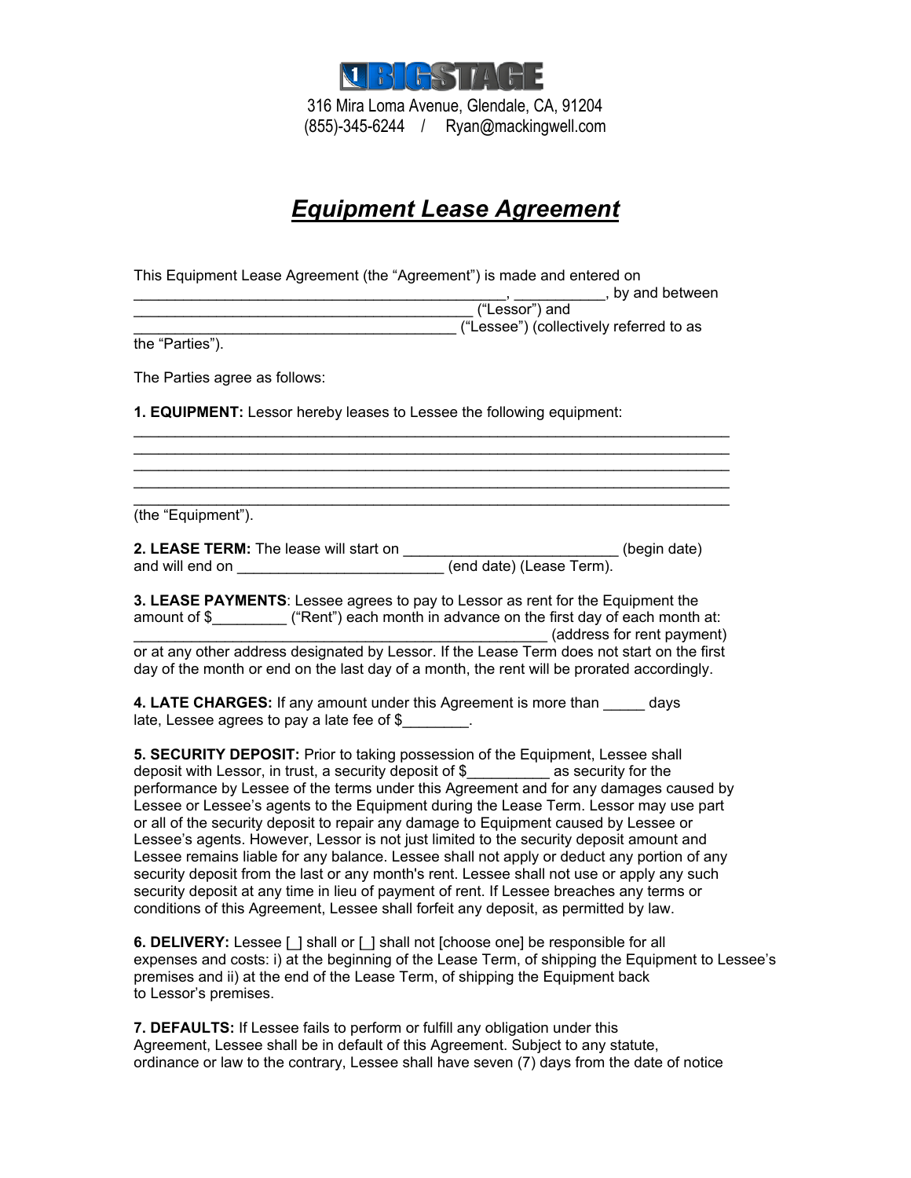BIGSTAGE

316 Mira Loma Avenue, Glendale, CA, 91204
(855)-345-6244 / Ryan@mackingwell.com

# ***Equipment Lease Agreement***

This Equipment Lease Agreement (the "Agreement") is made and entered on _____________________________________________, ___________, by and between _________________________________________ ("Lessor") and _______________________________________ ("Lessee") (collectively referred to as the "Parties").

The Parties agree as follows:

**1. EQUIPMENT:** Lessor hereby leases to Lessee the following equipment:
_________________________________________________________________________
_________________________________________________________________________
_________________________________________________________________________
_________________________________________________________________________
_________________________________________________________________________
(the "Equipment").

**2. LEASE TERM:** The lease will start on _________________________ (begin date) and will end on _________________________ (end date) (Lease Term).

**3. LEASE PAYMENTS**: Lessee agrees to pay to Lessor as rent for the Equipment the amount of $_________ ("Rent") each month in advance on the first day of each month at: __________________________________________________ (address for rent payment) or at any other address designated by Lessor. If the Lease Term does not start on the first day of the month or end on the last day of a month, the rent will be prorated accordingly.

**4. LATE CHARGES:** If any amount under this Agreement is more than _____ days late, Lessee agrees to pay a late fee of $________.

**5. SECURITY DEPOSIT:** Prior to taking possession of the Equipment, Lessee shall deposit with Lessor, in trust, a security deposit of $__________ as security for the performance by Lessee of the terms under this Agreement and for any damages caused by Lessee or Lessee's agents to the Equipment during the Lease Term. Lessor may use part or all of the security deposit to repair any damage to Equipment caused by Lessee or Lessee's agents. However, Lessor is not just limited to the security deposit amount and Lessee remains liable for any balance. Lessee shall not apply or deduct any portion of any security deposit from the last or any month's rent. Lessee shall not use or apply any such security deposit at any time in lieu of payment of rent. If Lessee breaches any terms or conditions of this Agreement, Lessee shall forfeit any deposit, as permitted by law.

**6. DELIVERY:** Lessee [_] shall or [_] shall not [choose one] be responsible for all expenses and costs: i) at the beginning of the Lease Term, of shipping the Equipment to Lessee's premises and ii) at the end of the Lease Term, of shipping the Equipment back to Lessor's premises.

**7. DEFAULTS:** If Lessee fails to perform or fulfill any obligation under this Agreement, Lessee shall be in default of this Agreement. Subject to any statute, ordinance or law to the contrary, Lessee shall have seven (7) days from the date of notice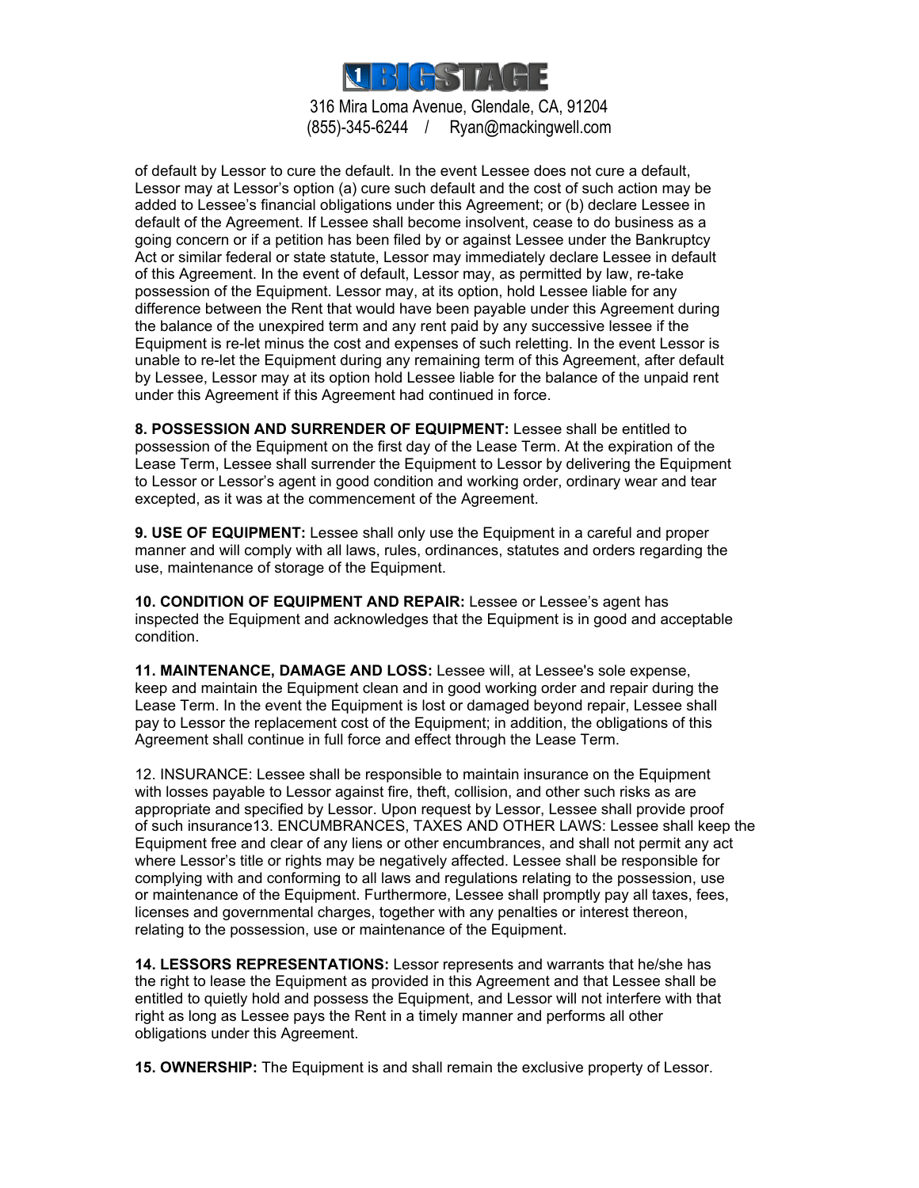of default by Lessor to cure the default. In the event Lessee does not cure a default, Lessor may at Lessor's option (a) cure such default and the cost of such action may be added to Lessee's financial obligations under this Agreement; or (b) declare Lessee in default of the Agreement. If Lessee shall become insolvent, cease to do business as a going concern or if a petition has been filed by or against Lessee under the Bankruptcy Act or similar federal or state statute, Lessor may immediately declare Lessee in default of this Agreement. In the event of default, Lessor may, as permitted by law, re-take possession of the Equipment. Lessor may, at its option, hold Lessee liable for any difference between the Rent that would have been payable under this Agreement during the balance of the unexpired term and any rent paid by any successive lessee if the Equipment is re-let minus the cost and expenses of such reletting. In the event Lessor is unable to re-let the Equipment during any remaining term of this Agreement, after default by Lessee, Lessor may at its option hold Lessee liable for the balance of the unpaid rent under this Agreement if this Agreement had continued in force.

**8. POSSESSION AND SURRENDER OF EQUIPMENT:** Lessee shall be entitled to possession of the Equipment on the first day of the Lease Term. At the expiration of the Lease Term, Lessee shall surrender the Equipment to Lessor by delivering the Equipment to Lessor or Lessor's agent in good condition and working order, ordinary wear and tear excepted, as it was at the commencement of the Agreement.

**9. USE OF EQUIPMENT:** Lessee shall only use the Equipment in a careful and proper manner and will comply with all laws, rules, ordinances, statutes and orders regarding the use, maintenance of storage of the Equipment.

**10. CONDITION OF EQUIPMENT AND REPAIR:** Lessee or Lessee's agent has inspected the Equipment and acknowledges that the Equipment is in good and acceptable condition.

**11. MAINTENANCE, DAMAGE AND LOSS:** Lessee will, at Lessee's sole expense, keep and maintain the Equipment clean and in good working order and repair during the Lease Term. In the event the Equipment is lost or damaged beyond repair, Lessee shall pay to Lessor the replacement cost of the Equipment; in addition, the obligations of this Agreement shall continue in full force and effect through the Lease Term.

12. INSURANCE: Lessee shall be responsible to maintain insurance on the Equipment with losses payable to Lessor against fire, theft, collision, and other such risks as are appropriate and specified by Lessor. Upon request by Lessor, Lessee shall provide proof of such insurance13. ENCUMBRANCES, TAXES AND OTHER LAWS: Lessee shall keep the Equipment free and clear of any liens or other encumbrances, and shall not permit any act where Lessor's title or rights may be negatively affected. Lessee shall be responsible for complying with and conforming to all laws and regulations relating to the possession, use or maintenance of the Equipment. Furthermore, Lessee shall promptly pay all taxes, fees, licenses and governmental charges, together with any penalties or interest thereon, relating to the possession, use or maintenance of the Equipment.

**14. LESSORS REPRESENTATIONS:** Lessor represents and warrants that he/she has the right to lease the Equipment as provided in this Agreement and that Lessee shall be entitled to quietly hold and possess the Equipment, and Lessor will not interfere with that right as long as Lessee pays the Rent in a timely manner and performs all other obligations under this Agreement.

**15. OWNERSHIP:** The Equipment is and shall remain the exclusive property of Lessor.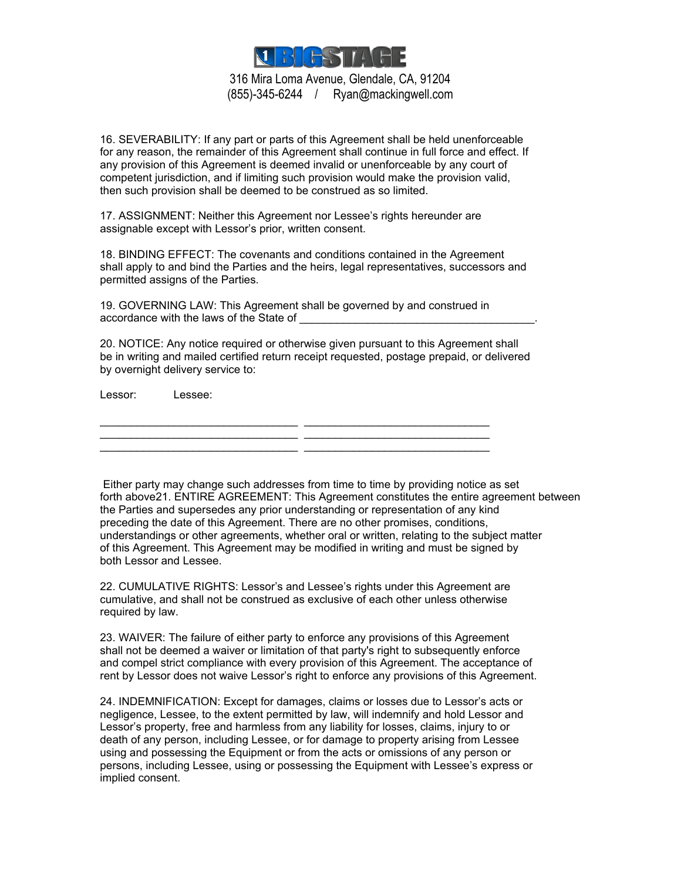BIGSTAGE

316 Mira Loma Avenue, Glendale, CA, 91204
(855)-345-6244 / Ryan@mackingwell.com

16. SEVERABILITY: If any part or parts of this Agreement shall be held unenforceable for any reason, the remainder of this Agreement shall continue in full force and effect. If any provision of this Agreement is deemed invalid or unenforceable by any court of competent jurisdiction, and if limiting such provision would make the provision valid, then such provision shall be deemed to be construed as so limited.

17. ASSIGNMENT: Neither this Agreement nor Lessee's rights hereunder are assignable except with Lessor's prior, written consent.

18. BINDING EFFECT: The covenants and conditions contained in the Agreement shall apply to and bind the Parties and the heirs, legal representatives, successors and permitted assigns of the Parties.

19. GOVERNING LAW: This Agreement shall be governed by and construed in accordance with the laws of the State of _______________________________________.

20. NOTICE: Any notice required or otherwise given pursuant to this Agreement shall be in writing and mailed certified return receipt requested, postage prepaid, or delivered by overnight delivery service to:

Lessor: Lessee:

_______________________________ _____________________________
_______________________________ _____________________________
_______________________________ _____________________________

Either party may change such addresses from time to time by providing notice as set forth above21. ENTIRE AGREEMENT: This Agreement constitutes the entire agreement between the Parties and supersedes any prior understanding or representation of any kind preceding the date of this Agreement. There are no other promises, conditions, understandings or other agreements, whether oral or written, relating to the subject matter of this Agreement. This Agreement may be modified in writing and must be signed by both Lessor and Lessee.

22. CUMULATIVE RIGHTS: Lessor's and Lessee's rights under this Agreement are cumulative, and shall not be construed as exclusive of each other unless otherwise required by law.

23. WAIVER: The failure of either party to enforce any provisions of this Agreement shall not be deemed a waiver or limitation of that party's right to subsequently enforce and compel strict compliance with every provision of this Agreement. The acceptance of rent by Lessor does not waive Lessor's right to enforce any provisions of this Agreement.

24. INDEMNIFICATION: Except for damages, claims or losses due to Lessor's acts or negligence, Lessee, to the extent permitted by law, will indemnify and hold Lessor and Lessor's property, free and harmless from any liability for losses, claims, injury to or death of any person, including Lessee, or for damage to property arising from Lessee using and possessing the Equipment or from the acts or omissions of any person or persons, including Lessee, using or possessing the Equipment with Lessee's express or implied consent.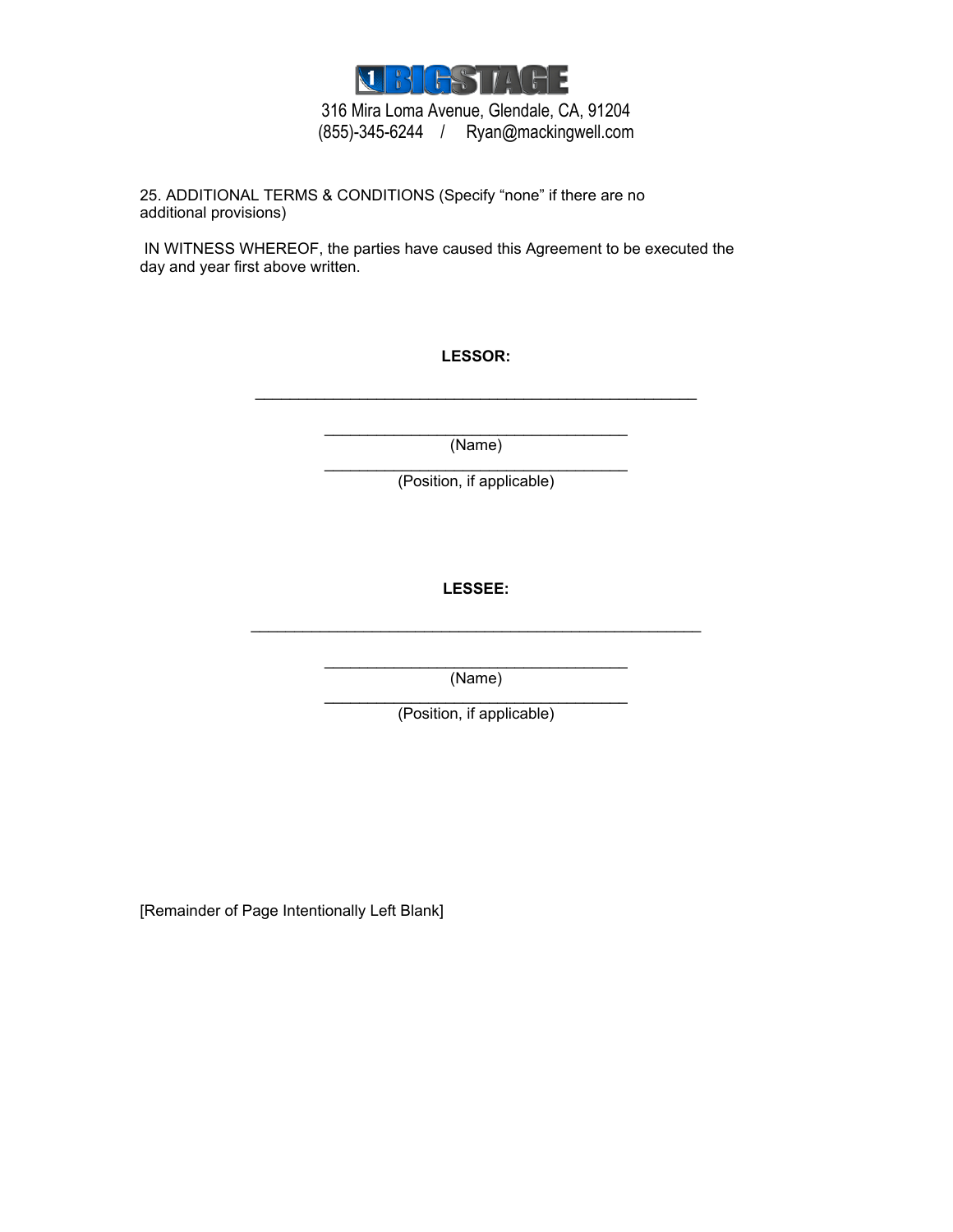BIGSTAGE

316 Mira Loma Avenue, Glendale, CA, 91204

(855)-345-6244 / Ryan@mackingwell.com

25. ADDITIONAL TERMS & CONDITIONS (Specify "none" if there are no additional provisions)

IN WITNESS WHEREOF, the parties have caused this Agreement to be executed the day and year first above written.

**LESSOR:**

_______________________________________________

_________________________________

(Name)

_________________________________

(Position, if applicable)

**LESSEE:**

_______________________________________________

_________________________________

(Name)

_________________________________

(Position, if applicable)

[Remainder of Page Intentionally Left Blank]